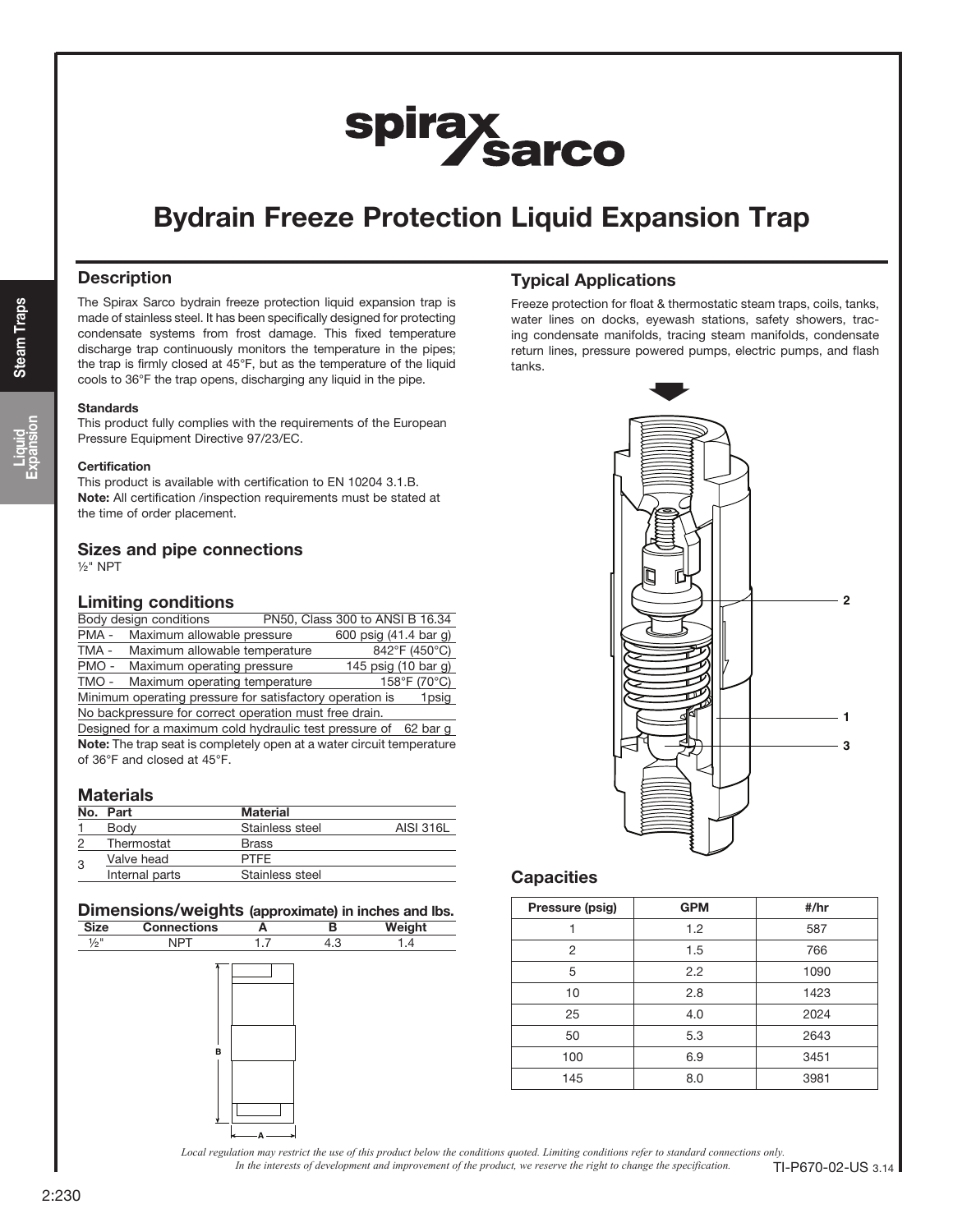# Bydrain Freeze Protection Liquid Expansion Trap

## Description

The Spirax Sarco bydrain freeze protection liquid expansion trap is made of stainless steel. It has been specifically designed for protecting condensate systems from frost damage. This fixed temperature discharge trap continuously monitors the temperature in the pipes; the trap is firmly closed at 45°F, but as the temperature of the liquid cools to 36°F the trap opens, discharging any liquid in the pipe.

**Standards**

This product fully complies with the requirements of the European Pressure Equipment Directive 97/23/EC.

**Certification**

This product is available with certification to EN 10204 3.1.B.

**Note:** All certification /inspection requirements must be stated at the time of order placement.

## Sizes and pipe connections

½" NPT

## Limiting conditions

| | | |
|---|---|---|
| Body design conditions | | PN50, Class 300 to ANSI B 16.34 |
| PMA - | Maximum allowable pressure | 600 psig (41.4 bar g) |
| TMA - | Maximum allowable temperature | 842°F (450°C) |
| PMO - | Maximum operating pressure | 145 psig (10 bar g) |
| TMO - | Maximum operating temperature | 158°F (70°C) |
| Minimum operating pressure for satisfactory operation is | | 1psig |
| No backpressure for correct operation must free drain. | | |
| Designed for a maximum cold hydraulic test pressure of | | 62 bar g |

**Note:** The trap seat is completely open at a water circuit temperature of 36°F and closed at 45°F.

## Materials

| No. | Part | Material | |
|---|---|---|---|
| 1 | Body | Stainless steel | AISI 316L |
| 2 | Thermostat | Brass | |
| 3 | Valve head | PTFE | |
| | Internal parts | Stainless steel | |

## Dimensions/weights (approximate) in inches and lbs.

| Size | Connections | A | B | Weight |
|---|---|---|---|---|
| ½" | NPT | 1.7 | 4.3 | 1.4 |

## Typical Applications

Freeze protection for float & thermostatic steam traps, coils, tanks, water lines on docks, eyewash stations, safety showers, tracing condensate manifolds, tracing steam manifolds, condensate return lines, pressure powered pumps, electric pumps, and flash tanks.

## Capacities

| Pressure (psig) | GPM | #/hr |
|---|---|---|
| 1 | 1.2 | 587 |
| 2 | 1.5 | 766 |
| 5 | 2.2 | 1090 |
| 10 | 2.8 | 1423 |
| 25 | 4.0 | 2024 |
| 50 | 5.3 | 2643 |
| 100 | 6.9 | 3451 |
| 145 | 8.0 | 3981 |

*Local regulation may restrict the use of this product below the conditions quoted. Limiting conditions refer to standard connections only. In the interests of development and improvement of the product, we reserve the right to change the specification.*

TI-P670-02-US 3.14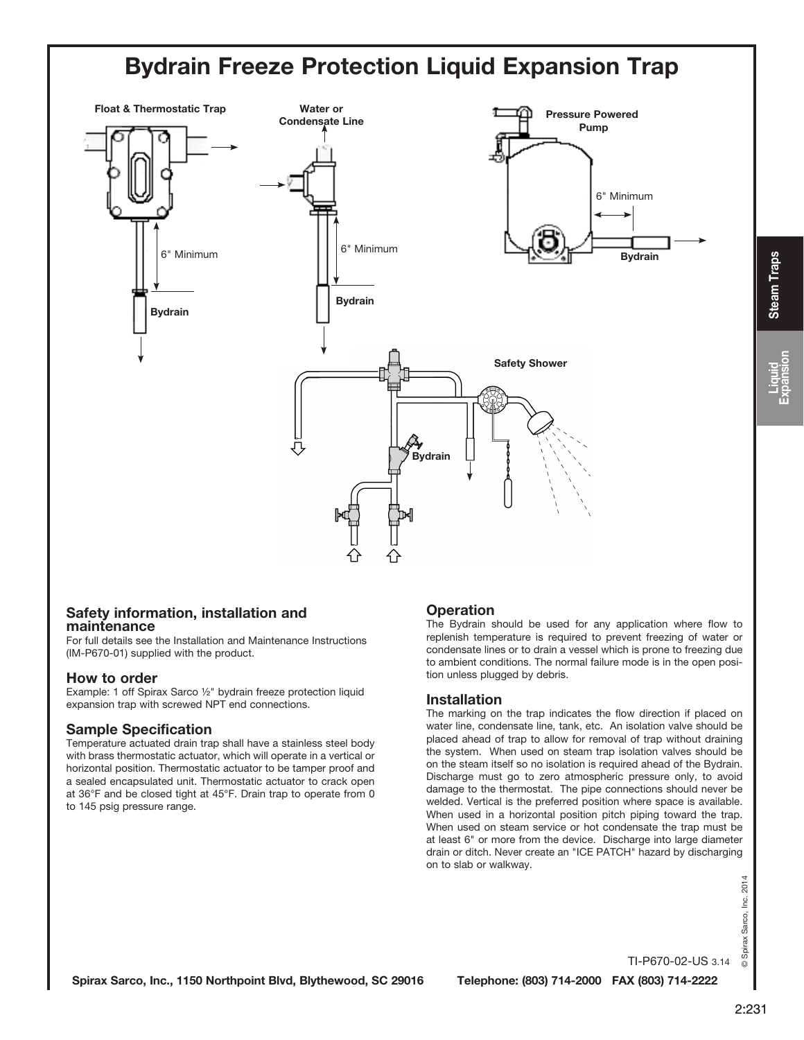# Bydrain Freeze Protection Liquid Expansion Trap

Float & Thermostatic Trap

6" Minimum

Bydrain

Water or Condensate Line

6" Minimum

Bydrain

Pressure Powered Pump

6" Minimum

Bydrain

Safety Shower

Bydrain

## Safety information, installation and maintenance

For full details see the Installation and Maintenance Instructions (IM-P670-01) supplied with the product.

## How to order

Example: 1 off Spirax Sarco ½" bydrain freeze protection liquid expansion trap with screwed NPT end connections.

## Sample Specification

Temperature actuated drain trap shall have a stainless steel body with brass thermostatic actuator, which will operate in a vertical or horizontal position. Thermostatic actuator to be tamper proof and a sealed encapsulated unit. Thermostatic actuator to crack open at 36°F and be closed tight at 45°F. Drain trap to operate from 0 to 145 psig pressure range.

## Operation

The Bydrain should be used for any application where flow to replenish temperature is required to prevent freezing of water or condensate lines or to drain a vessel which is prone to freezing due to ambient conditions. The normal failure mode is in the open position unless plugged by debris.

## Installation

The marking on the trap indicates the flow direction if placed on water line, condensate line, tank, etc. An isolation valve should be placed ahead of trap to allow for removal of trap without draining the system. When used on steam trap isolation valves should be on the steam itself so no isolation is required ahead of the Bydrain. Discharge must go to zero atmospheric pressure only, to avoid damage to the thermostat. The pipe connections should never be welded. Vertical is the preferred position where space is available. When used in a horizontal position pitch piping toward the trap. When used on steam service or hot condensate the trap must be at least 6" or more from the device. Discharge into large diameter drain or ditch. Never create an "ICE PATCH" hazard by discharging on to slab or walkway.

TI-P670-02-US 3.14

© Spirax Sarco, Inc. 2014

Spirax Sarco, Inc., 1150 Northpoint Blvd, Blythewood, SC 29016 Telephone: (803) 714-2000 FAX (803) 714-2222